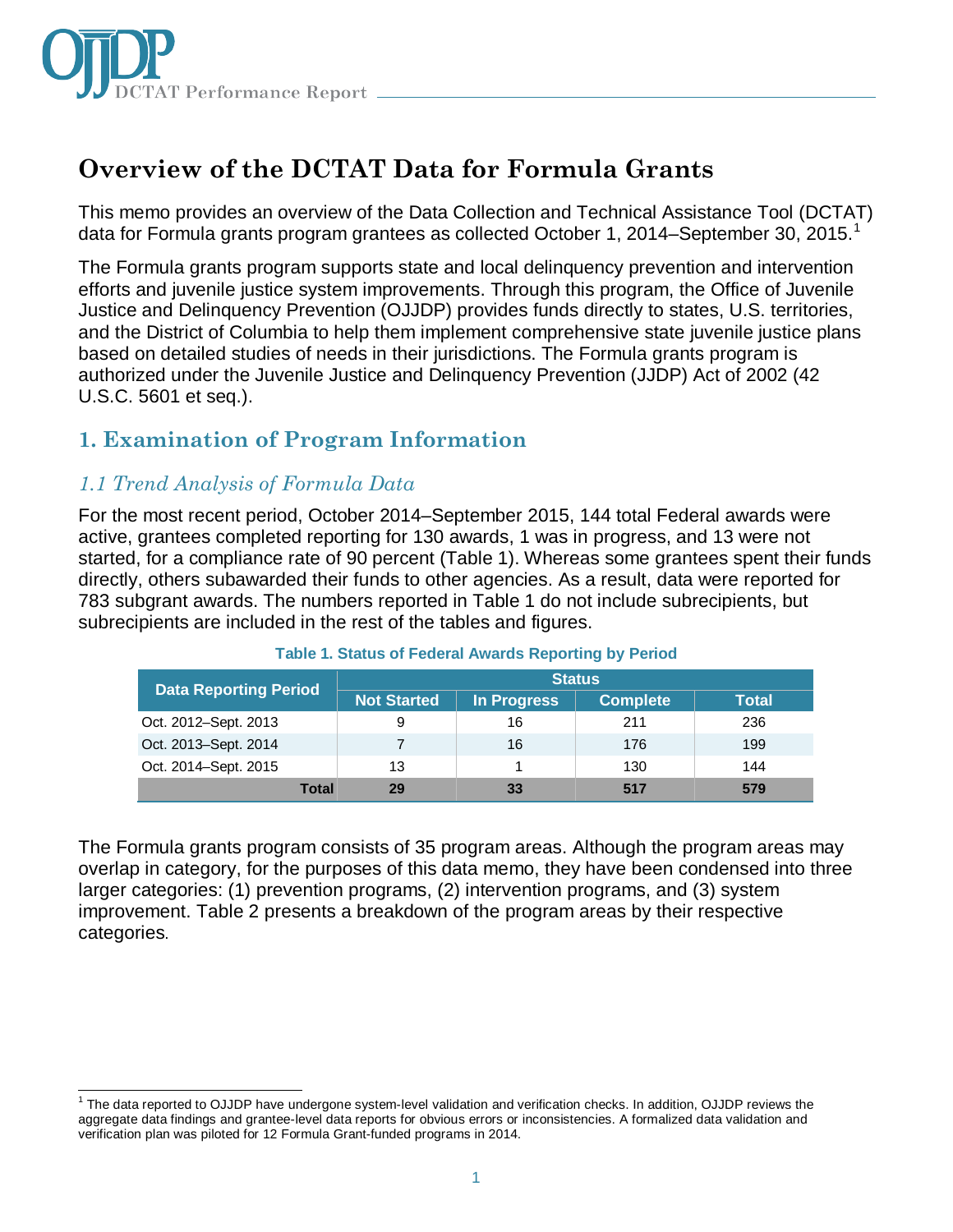# Overview of the DCTAT Data for Formula Grants

This memo provides an overview of the Data Collection and Technical Assistance Tool (DCTAT) data for Formula grants program grantees as collected October 1, 2014–September 30, 2015.[1]

The Formula grants program supports state and local delinquency prevention and intervention efforts and juvenile justice system improvements. Through this program, the Office of Juvenile Justice and Delinquency Prevention (OJJDP) provides funds directly to states, U.S. territories, and the District of Columbia to help them implement comprehensive state juvenile justice plans based on detailed studies of needs in their jurisdictions. The Formula grants program is authorized under the Juvenile Justice and Delinquency Prevention (JJDP) Act of 2002 (42 U.S.C. 5601 et seq.).

## 1. Examination of Program Information

### *1.1 Trend Analysis of Formula Data*

For the most recent period, October 2014–September 2015, 144 total Federal awards were active, grantees completed reporting for 130 awards, 1 was in progress, and 13 were not started, for a compliance rate of 90 percent (Table 1). Whereas some grantees spent their funds directly, others subawarded their funds to other agencies. As a result, data were reported for 783 subgrant awards. The numbers reported in Table 1 do not include subrecipients, but subrecipients are included in the rest of the tables and figures.

**Table 1. Status of Federal Awards Reporting by Period**

| Data Reporting Period | Status | | | |
|---|---|---|---|---|
| | Not Started | In Progress | Complete | Total |
| Oct. 2012–Sept. 2013 | 9 | 16 | 211 | 236 |
| Oct. 2013–Sept. 2014 | 7 | 16 | 176 | 199 |
| Oct. 2014–Sept. 2015 | 13 | 1 | 130 | 144 |
| **Total** | **29** | **33** | **517** | **579** |

The Formula grants program consists of 35 program areas. Although the program areas may overlap in category, for the purposes of this data memo, they have been condensed into three larger categories: (1) prevention programs, (2) intervention programs, and (3) system improvement. Table 2 presents a breakdown of the program areas by their respective categories.

---

[1] The data reported to OJJDP have undergone system-level validation and verification checks. In addition, OJJDP reviews the aggregate data findings and grantee-level data reports for obvious errors or inconsistencies. A formalized data validation and verification plan was piloted for 12 Formula Grant-funded programs in 2014.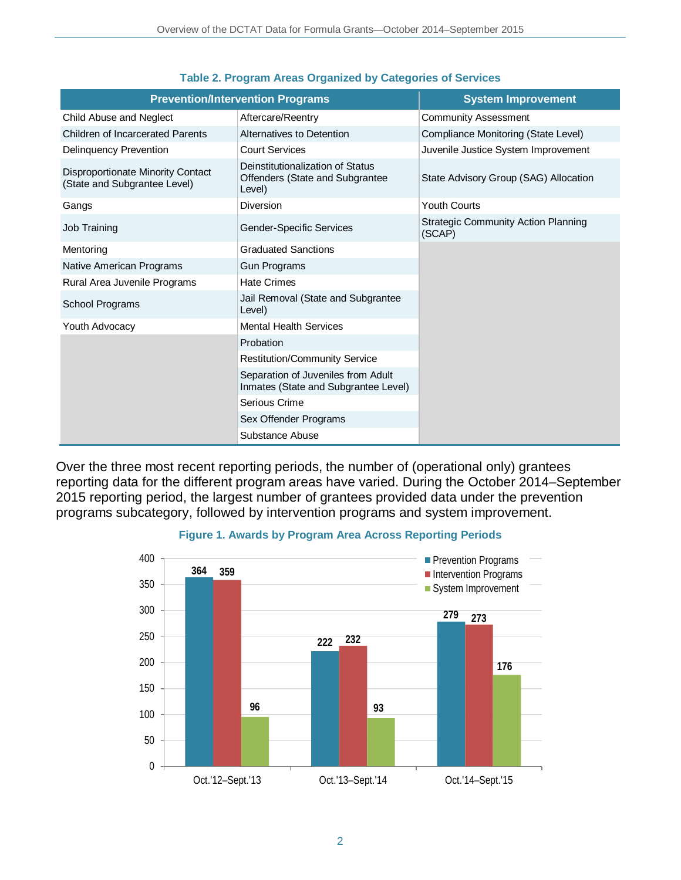**Table 2. Program Areas Organized by Categories of Services**

| Prevention/Intervention Programs | | System Improvement |
|---|---|---|
| Child Abuse and Neglect | Aftercare/Reentry | Community Assessment |
| Children of Incarcerated Parents | Alternatives to Detention | Compliance Monitoring (State Level) |
| Delinquency Prevention | Court Services | Juvenile Justice System Improvement |
| Disproportionate Minority Contact (State and Subgrantee Level) | Deinstitutionalization of Status Offenders (State and Subgrantee Level) | State Advisory Group (SAG) Allocation |
| Gangs | Diversion | Youth Courts |
| Job Training | Gender-Specific Services | Strategic Community Action Planning (SCAP) |
| Mentoring | Graduated Sanctions | |
| Native American Programs | Gun Programs | |
| Rural Area Juvenile Programs | Hate Crimes | |
| School Programs | Jail Removal (State and Subgrantee Level) | |
| Youth Advocacy | Mental Health Services | |
| | Probation | |
| | Restitution/Community Service | |
| | Separation of Juveniles from Adult Inmates (State and Subgrantee Level) | |
| | Serious Crime | |
| | Sex Offender Programs | |
| | Substance Abuse | |

Over the three most recent reporting periods, the number of (operational only) grantees reporting data for the different program areas have varied. During the October 2014–September 2015 reporting period, the largest number of grantees provided data under the prevention programs subcategory, followed by intervention programs and system improvement.

**Figure 1. Awards by Program Area Across Reporting Periods**

| Reporting Period | Prevention Programs | Intervention Programs | System Improvement |
|---|---|---|---|
| Oct.'12–Sept.'13 | 364 | 359 | 96 |
| Oct.'13–Sept.'14 | 222 | 232 | 93 |
| Oct.'14–Sept.'15 | 279 | 273 | 176 |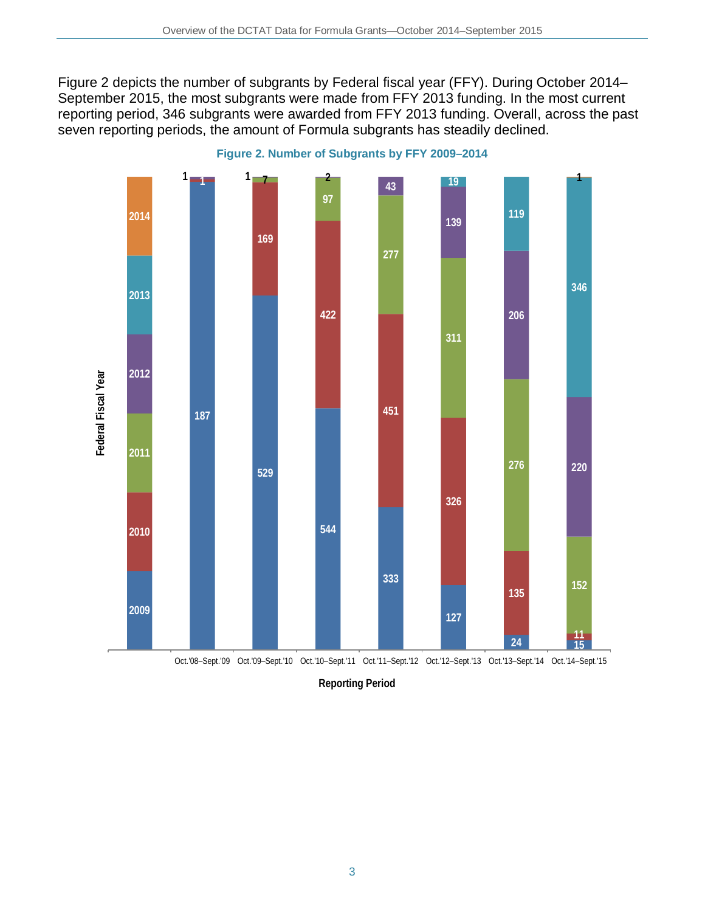Figure 2 depicts the number of subgrants by Federal fiscal year (FFY). During October 2014–September 2015, the most subgrants were made from FFY 2013 funding. In the most current reporting period, 346 subgrants were awarded from FFY 2013 funding. Overall, across the past seven reporting periods, the amount of Formula subgrants has steadily declined.

**Figure 2. Number of Subgrants by FFY 2009–2014**

| Federal Fiscal Year | Oct.'08–Sept.'09 | Oct.'09–Sept.'10 | Oct.'10–Sept.'11 | Oct.'11–Sept.'12 | Oct.'12–Sept.'13 | Oct.'13–Sept.'14 | Oct.'14–Sept.'15 |
|---|---|---|---|---|---|---|---|
| 2009 | 187 | 529 | 544 | 333 | 127 | 24 | 15 |
| 2010 | 1 | 169 | 422 | 451 | 326 | 135 | 11 |
| 2011 | | 7 | 97 | 277 | 311 | 276 | 152 |
| 2012 | 1 | 1 | 2 | 43 | 139 | 206 | 220 |
| 2013 | | | | | 19 | 119 | 346 |
| 2014 | | | | | | | 1 |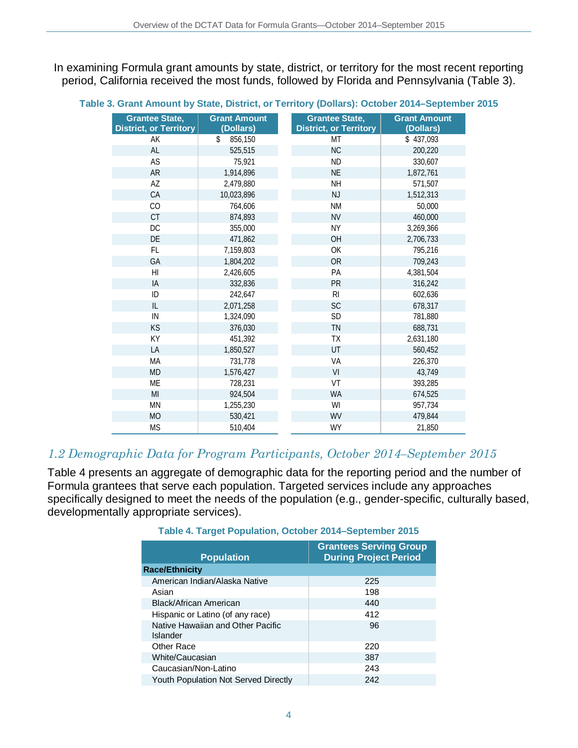In examining Formula grant amounts by state, district, or territory for the most recent reporting period, California received the most funds, followed by Florida and Pennsylvania (Table 3).

**Table 3. Grant Amount by State, District, or Territory (Dollars): October 2014–September 2015**

| Grantee State, District, or Territory | Grant Amount (Dollars) | Grantee State, District, or Territory | Grant Amount (Dollars) |
|---|---|---|---|
| AK | $ 856,150 | MT | $ 437,093 |
| AL | 525,515 | NC | 200,220 |
| AS | 75,921 | ND | 330,607 |
| AR | 1,914,896 | NE | 1,872,761 |
| AZ | 2,479,880 | NH | 571,507 |
| CA | 10,023,896 | NJ | 1,512,313 |
| CO | 764,606 | NM | 50,000 |
| CT | 874,893 | NV | 460,000 |
| DC | 355,000 | NY | 3,269,366 |
| DE | 471,862 | OH | 2,706,733 |
| FL | 7,159,803 | OK | 795,216 |
| GA | 1,804,202 | OR | 709,243 |
| HI | 2,426,605 | PA | 4,381,504 |
| IA | 332,836 | PR | 316,242 |
| ID | 242,647 | RI | 602,636 |
| IL | 2,071,258 | SC | 678,317 |
| IN | 1,324,090 | SD | 781,880 |
| KS | 376,030 | TN | 688,731 |
| KY | 451,392 | TX | 2,631,180 |
| LA | 1,850,527 | UT | 560,452 |
| MA | 731,778 | VA | 226,370 |
| MD | 1,576,427 | VI | 43,749 |
| ME | 728,231 | VT | 393,285 |
| MI | 924,504 | WA | 674,525 |
| MN | 1,255,230 | WI | 957,734 |
| MO | 530,421 | WV | 479,844 |
| MS | 510,404 | WY | 21,850 |

## *1.2 Demographic Data for Program Participants, October 2014–September 2015*

Table 4 presents an aggregate of demographic data for the reporting period and the number of Formula grantees that serve each population. Targeted services include any approaches specifically designed to meet the needs of the population (e.g., gender-specific, culturally based, developmentally appropriate services).

**Table 4. Target Population, October 2014–September 2015**

| Population | Grantees Serving Group During Project Period |
|---|---|
| **Race/Ethnicity** | |
| American Indian/Alaska Native | 225 |
| Asian | 198 |
| Black/African American | 440 |
| Hispanic or Latino (of any race) | 412 |
| Native Hawaiian and Other Pacific Islander | 96 |
| Other Race | 220 |
| White/Caucasian | 387 |
| Caucasian/Non-Latino | 243 |
| Youth Population Not Served Directly | 242 |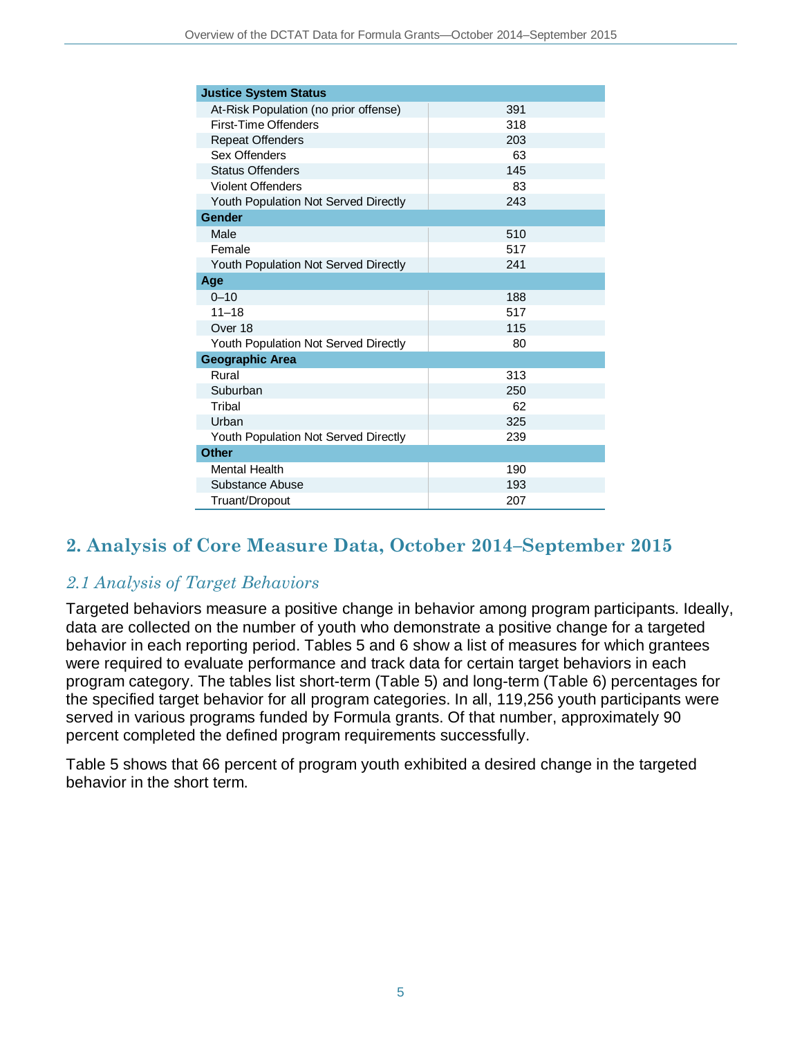| Justice System Status | |
|---|---|
| At-Risk Population (no prior offense) | 391 |
| First-Time Offenders | 318 |
| Repeat Offenders | 203 |
| Sex Offenders | 63 |
| Status Offenders | 145 |
| Violent Offenders | 83 |
| Youth Population Not Served Directly | 243 |
| **Gender** | |
| Male | 510 |
| Female | 517 |
| Youth Population Not Served Directly | 241 |
| **Age** | |
| 0–10 | 188 |
| 11–18 | 517 |
| Over 18 | 115 |
| Youth Population Not Served Directly | 80 |
| **Geographic Area** | |
| Rural | 313 |
| Suburban | 250 |
| Tribal | 62 |
| Urban | 325 |
| Youth Population Not Served Directly | 239 |
| **Other** | |
| Mental Health | 190 |
| Substance Abuse | 193 |
| Truant/Dropout | 207 |

## 2. Analysis of Core Measure Data, October 2014–September 2015

### *2.1 Analysis of Target Behaviors*

Targeted behaviors measure a positive change in behavior among program participants. Ideally, data are collected on the number of youth who demonstrate a positive change for a targeted behavior in each reporting period. Tables 5 and 6 show a list of measures for which grantees were required to evaluate performance and track data for certain target behaviors in each program category. The tables list short-term (Table 5) and long-term (Table 6) percentages for the specified target behavior for all program categories. In all, 119,256 youth participants were served in various programs funded by Formula grants. Of that number, approximately 90 percent completed the defined program requirements successfully.

Table 5 shows that 66 percent of program youth exhibited a desired change in the targeted behavior in the short term.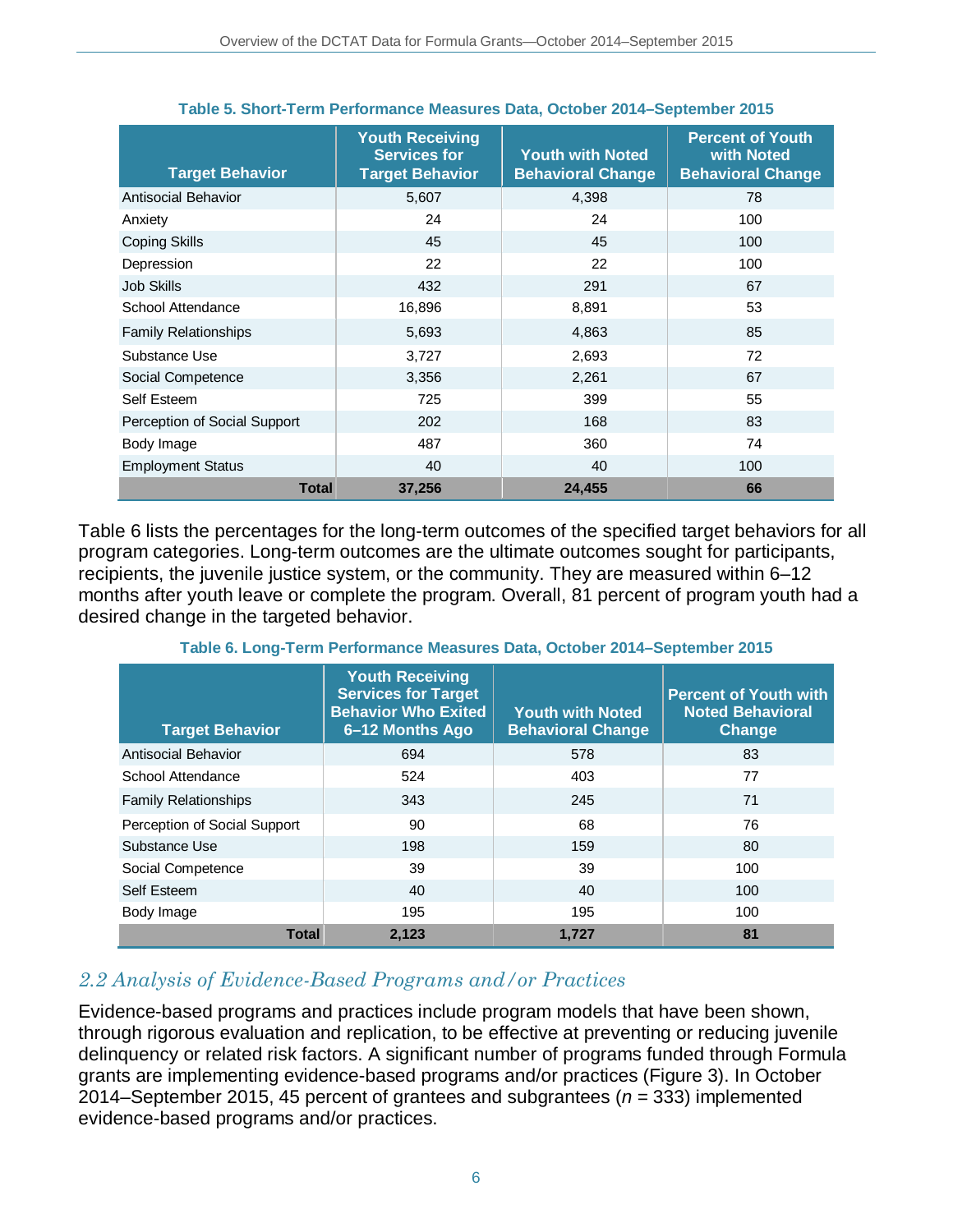**Table 5. Short-Term Performance Measures Data, October 2014–September 2015**

| Target Behavior | Youth Receiving Services for Target Behavior | Youth with Noted Behavioral Change | Percent of Youth with Noted Behavioral Change |
|---|---|---|---|
| Antisocial Behavior | 5,607 | 4,398 | 78 |
| Anxiety | 24 | 24 | 100 |
| Coping Skills | 45 | 45 | 100 |
| Depression | 22 | 22 | 100 |
| Job Skills | 432 | 291 | 67 |
| School Attendance | 16,896 | 8,891 | 53 |
| Family Relationships | 5,693 | 4,863 | 85 |
| Substance Use | 3,727 | 2,693 | 72 |
| Social Competence | 3,356 | 2,261 | 67 |
| Self Esteem | 725 | 399 | 55 |
| Perception of Social Support | 202 | 168 | 83 |
| Body Image | 487 | 360 | 74 |
| Employment Status | 40 | 40 | 100 |
| **Total** | **37,256** | **24,455** | **66** |

Table 6 lists the percentages for the long-term outcomes of the specified target behaviors for all program categories. Long-term outcomes are the ultimate outcomes sought for participants, recipients, the juvenile justice system, or the community. They are measured within 6–12 months after youth leave or complete the program. Overall, 81 percent of program youth had a desired change in the targeted behavior.

**Table 6. Long-Term Performance Measures Data, October 2014–September 2015**

| Target Behavior | Youth Receiving Services for Target Behavior Who Exited 6–12 Months Ago | Youth with Noted Behavioral Change | Percent of Youth with Noted Behavioral Change |
|---|---|---|---|
| Antisocial Behavior | 694 | 578 | 83 |
| School Attendance | 524 | 403 | 77 |
| Family Relationships | 343 | 245 | 71 |
| Perception of Social Support | 90 | 68 | 76 |
| Substance Use | 198 | 159 | 80 |
| Social Competence | 39 | 39 | 100 |
| Self Esteem | 40 | 40 | 100 |
| Body Image | 195 | 195 | 100 |
| **Total** | **2,123** | **1,727** | **81** |

## *2.2 Analysis of Evidence-Based Programs and/or Practices*

Evidence-based programs and practices include program models that have been shown, through rigorous evaluation and replication, to be effective at preventing or reducing juvenile delinquency or related risk factors. A significant number of programs funded through Formula grants are implementing evidence-based programs and/or practices (Figure 3). In October 2014–September 2015, 45 percent of grantees and subgrantees ($n$ = 333) implemented evidence-based programs and/or practices.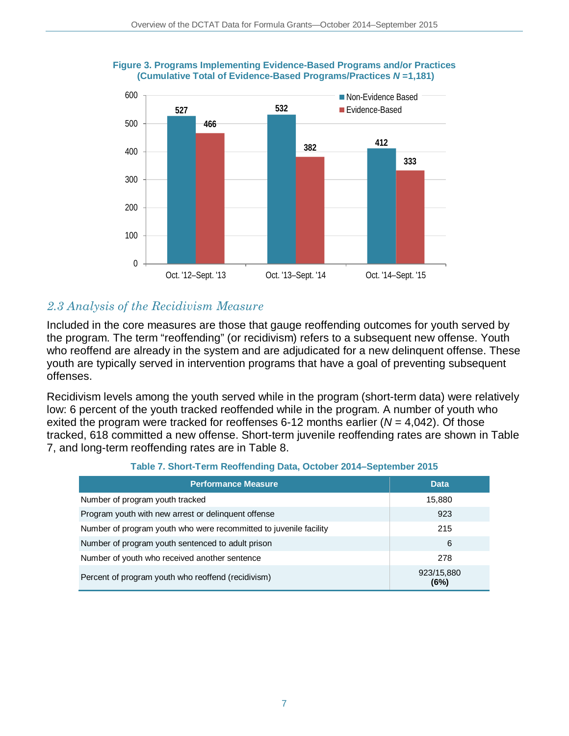**Figure 3. Programs Implementing Evidence-Based Programs and/or Practices (Cumulative Total of Evidence-Based Programs/Practices *N* =1,181)**

| | Non-Evidence Based | Evidence-Based |
|---|---|---|
| Oct. '12–Sept. '13 | 527 | 466 |
| Oct. '13–Sept. '14 | 532 | 382 |
| Oct. '14–Sept. '15 | 412 | 333 |

## *2.3 Analysis of the Recidivism Measure*

Included in the core measures are those that gauge reoffending outcomes for youth served by the program. The term "reoffending" (or recidivism) refers to a subsequent new offense. Youth who reoffend are already in the system and are adjudicated for a new delinquent offense. These youth are typically served in intervention programs that have a goal of preventing subsequent offenses.

Recidivism levels among the youth served while in the program (short-term data) were relatively low: 6 percent of the youth tracked reoffended while in the program. A number of youth who exited the program were tracked for reoffenses 6-12 months earlier (*N* = 4,042). Of those tracked, 618 committed a new offense. Short-term juvenile reoffending rates are shown in Table 7, and long-term reoffending rates are in Table 8.

**Table 7. Short-Term Reoffending Data, October 2014–September 2015**

| Performance Measure | Data |
|---|---|
| Number of program youth tracked | 15,880 |
| Program youth with new arrest or delinquent offense | 923 |
| Number of program youth who were recommitted to juvenile facility | 215 |
| Number of program youth sentenced to adult prison | 6 |
| Number of youth who received another sentence | 278 |
| Percent of program youth who reoffend (recidivism) | 923/15,880 **(6%)** |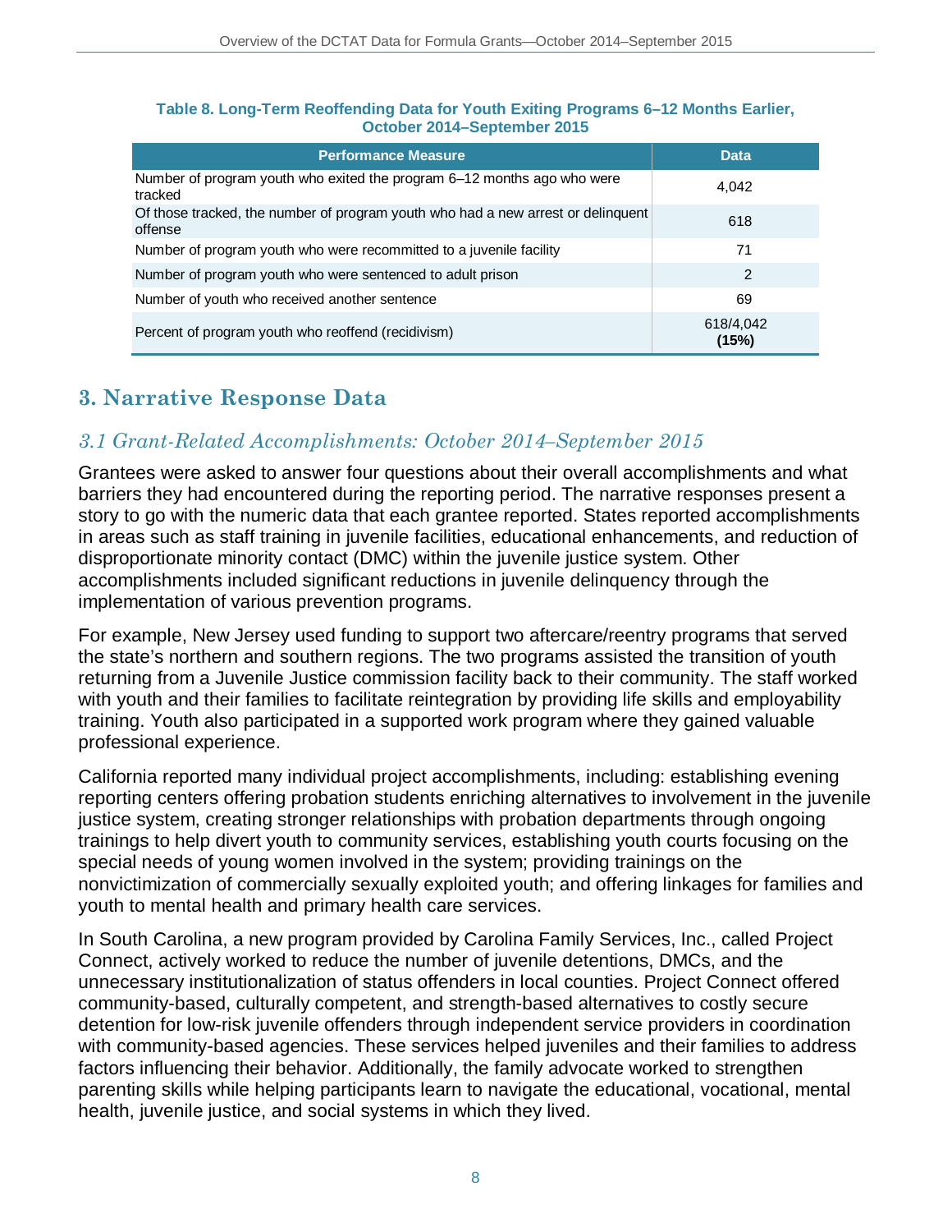**Table 8. Long-Term Reoffending Data for Youth Exiting Programs 6–12 Months Earlier, October 2014–September 2015**

| Performance Measure | Data |
|---|---|
| Number of program youth who exited the program 6–12 months ago who were tracked | 4,042 |
| Of those tracked, the number of program youth who had a new arrest or delinquent offense | 618 |
| Number of program youth who were recommitted to a juvenile facility | 71 |
| Number of program youth who were sentenced to adult prison | 2 |
| Number of youth who received another sentence | 69 |
| Percent of program youth who reoffend (recidivism) | 618/4,042 **(15%)** |

## 3. Narrative Response Data

### *3.1 Grant-Related Accomplishments: October 2014–September 2015*

Grantees were asked to answer four questions about their overall accomplishments and what barriers they had encountered during the reporting period. The narrative responses present a story to go with the numeric data that each grantee reported. States reported accomplishments in areas such as staff training in juvenile facilities, educational enhancements, and reduction of disproportionate minority contact (DMC) within the juvenile justice system. Other accomplishments included significant reductions in juvenile delinquency through the implementation of various prevention programs.

For example, New Jersey used funding to support two aftercare/reentry programs that served the state's northern and southern regions. The two programs assisted the transition of youth returning from a Juvenile Justice commission facility back to their community. The staff worked with youth and their families to facilitate reintegration by providing life skills and employability training. Youth also participated in a supported work program where they gained valuable professional experience.

California reported many individual project accomplishments, including: establishing evening reporting centers offering probation students enriching alternatives to involvement in the juvenile justice system, creating stronger relationships with probation departments through ongoing trainings to help divert youth to community services, establishing youth courts focusing on the special needs of young women involved in the system; providing trainings on the nonvictimization of commercially sexually exploited youth; and offering linkages for families and youth to mental health and primary health care services.

In South Carolina, a new program provided by Carolina Family Services, Inc., called Project Connect, actively worked to reduce the number of juvenile detentions, DMCs, and the unnecessary institutionalization of status offenders in local counties. Project Connect offered community-based, culturally competent, and strength-based alternatives to costly secure detention for low-risk juvenile offenders through independent service providers in coordination with community-based agencies. These services helped juveniles and their families to address factors influencing their behavior. Additionally, the family advocate worked to strengthen parenting skills while helping participants learn to navigate the educational, vocational, mental health, juvenile justice, and social systems in which they lived.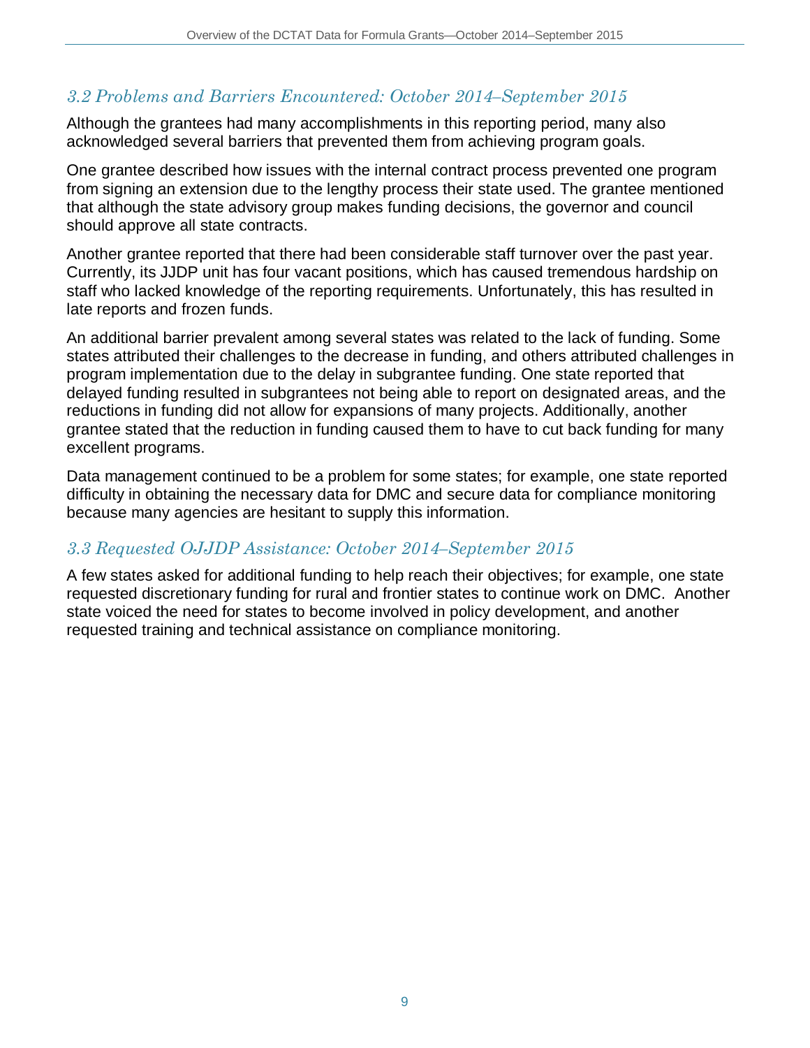### *3.2 Problems and Barriers Encountered: October 2014–September 2015*

Although the grantees had many accomplishments in this reporting period, many also acknowledged several barriers that prevented them from achieving program goals.

One grantee described how issues with the internal contract process prevented one program from signing an extension due to the lengthy process their state used. The grantee mentioned that although the state advisory group makes funding decisions, the governor and council should approve all state contracts.

Another grantee reported that there had been considerable staff turnover over the past year. Currently, its JJDP unit has four vacant positions, which has caused tremendous hardship on staff who lacked knowledge of the reporting requirements. Unfortunately, this has resulted in late reports and frozen funds.

An additional barrier prevalent among several states was related to the lack of funding. Some states attributed their challenges to the decrease in funding, and others attributed challenges in program implementation due to the delay in subgrantee funding. One state reported that delayed funding resulted in subgrantees not being able to report on designated areas, and the reductions in funding did not allow for expansions of many projects. Additionally, another grantee stated that the reduction in funding caused them to have to cut back funding for many excellent programs.

Data management continued to be a problem for some states; for example, one state reported difficulty in obtaining the necessary data for DMC and secure data for compliance monitoring because many agencies are hesitant to supply this information.

### *3.3 Requested OJJDP Assistance: October 2014–September 2015*

A few states asked for additional funding to help reach their objectives; for example, one state requested discretionary funding for rural and frontier states to continue work on DMC. Another state voiced the need for states to become involved in policy development, and another requested training and technical assistance on compliance monitoring.